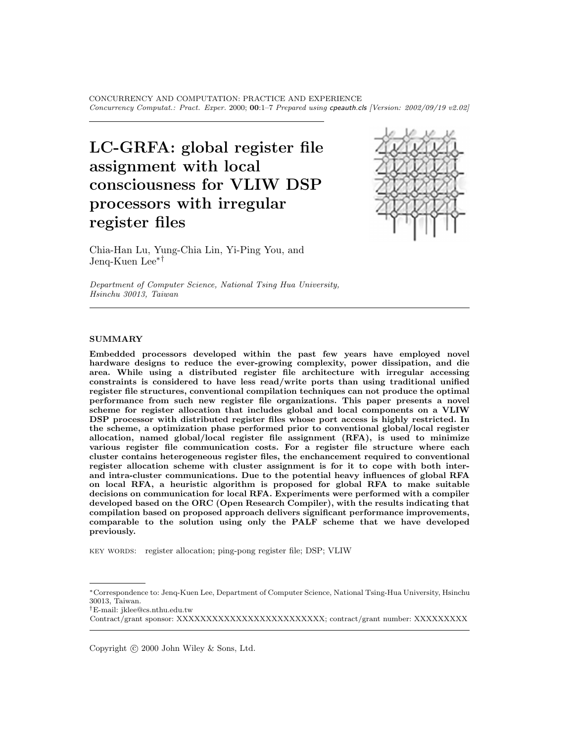# LC-GRFA: global register file assignment with local consciousness for VLIW DSP processors with irregular register files

Chia-Han Lu, Yung-Chia Lin, Yi-Ping You, and Jenq-Kuen Lee[*,†]

*Department of Computer Science, National Tsing Hua University, Hsinchu 30013, Taiwan*

---

## SUMMARY

**Embedded processors developed within the past few years have employed novel hardware designs to reduce the ever-growing complexity, power dissipation, and die area. While using a distributed register file architecture with irregular accessing constraints is considered to have less read/write ports than using traditional unified register file structures, conventional compilation techniques can not produce the optimal performance from such new register file organizations. This paper presents a novel scheme for register allocation that includes global and local components on a VLIW DSP processor with distributed register files whose port access is highly restricted. In the scheme, a optimization phase performed prior to conventional global/local register allocation, named global/local register file assignment (RFA), is used to minimize various register file communication costs. For a register file structure where each cluster contains heterogeneous register files, the enchancement required to conventional register allocation scheme with cluster assignment is for it to cope with both inter- and intra-cluster communications. Due to the potential heavy influences of global RFA on local RFA, a heuristic algorithm is proposed for global RFA to make suitable decisions on communication for local RFA. Experiments were performed with a compiler developed based on the ORC (Open Research Compiler), with the results indicating that compilation based on proposed approach delivers significant performance improvements, comparable to the solution using only the PALF scheme that we have developed previously.**

KEY WORDS: register allocation; ping-pong register file; DSP; VLIW

---

[*] Correspondence to: Jenq-Kuen Lee, Department of Computer Science, National Tsing-Hua University, Hsinchu 30013, Taiwan.

[†] E-mail: jklee@cs.nthu.edu.tw

Contract/grant sponsor: XXXXXXXXXXXXXXXXXXXXXXXXXX; contract/grant number: XXXXXXXXX

Copyright © 2000 John Wiley & Sons, Ltd.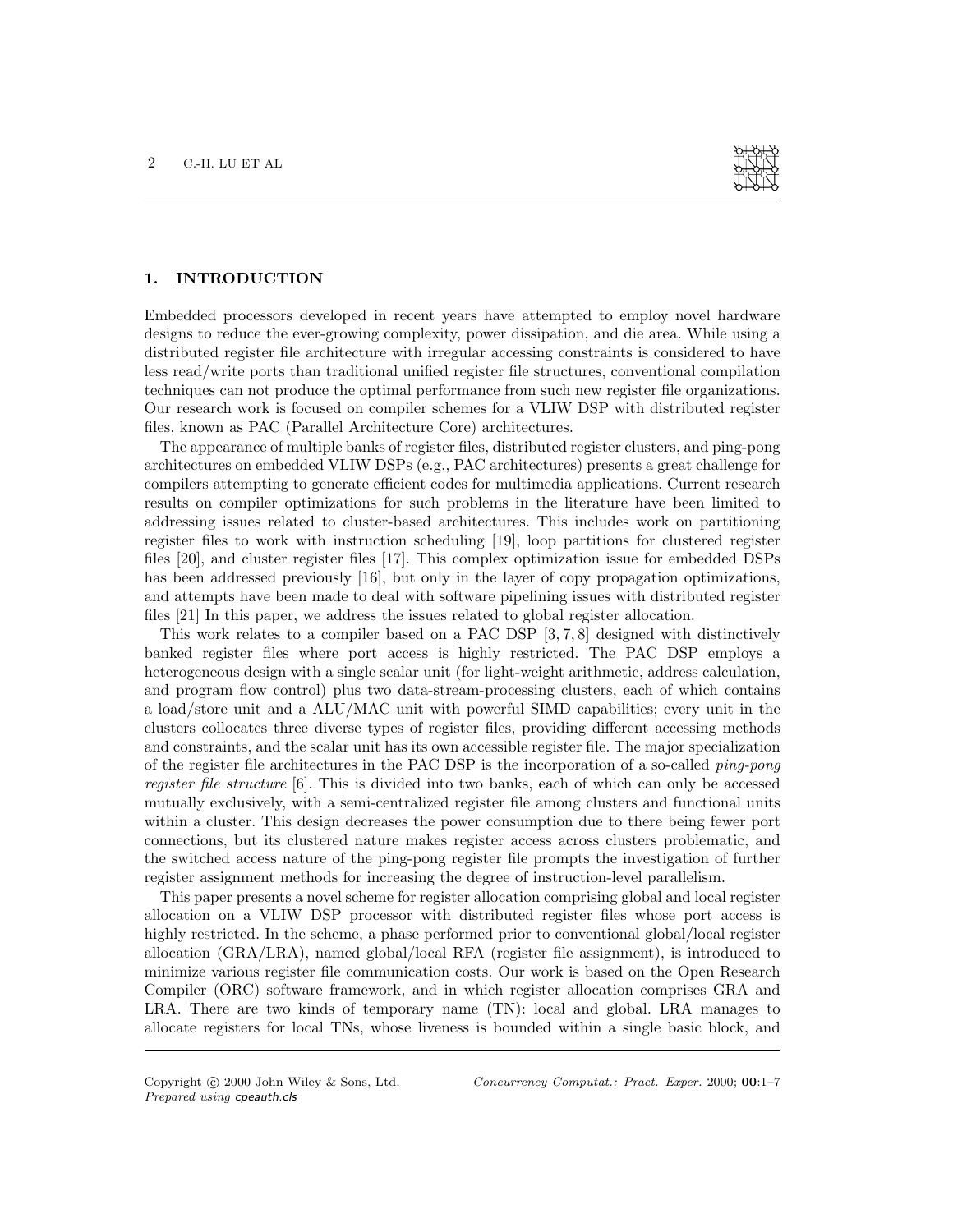## 1. INTRODUCTION

Embedded processors developed in recent years have attempted to employ novel hardware designs to reduce the ever-growing complexity, power dissipation, and die area. While using a distributed register file architecture with irregular accessing constraints is considered to have less read/write ports than traditional unified register file structures, conventional compilation techniques can not produce the optimal performance from such new register file organizations. Our research work is focused on compiler schemes for a VLIW DSP with distributed register files, known as PAC (Parallel Architecture Core) architectures.

The appearance of multiple banks of register files, distributed register clusters, and ping-pong architectures on embedded VLIW DSPs (e.g., PAC architectures) presents a great challenge for compilers attempting to generate efficient codes for multimedia applications. Current research results on compiler optimizations for such problems in the literature have been limited to addressing issues related to cluster-based architectures. This includes work on partitioning register files to work with instruction scheduling [19], loop partitions for clustered register files [20], and cluster register files [17]. This complex optimization issue for embedded DSPs has been addressed previously [16], but only in the layer of copy propagation optimizations, and attempts have been made to deal with software pipelining issues with distributed register files [21] In this paper, we address the issues related to global register allocation.

This work relates to a compiler based on a PAC DSP [3, 7, 8] designed with distinctively banked register files where port access is highly restricted. The PAC DSP employs a heterogeneous design with a single scalar unit (for light-weight arithmetic, address calculation, and program flow control) plus two data-stream-processing clusters, each of which contains a load/store unit and a ALU/MAC unit with powerful SIMD capabilities; every unit in the clusters collocates three diverse types of register files, providing different accessing methods and constraints, and the scalar unit has its own accessible register file. The major specialization of the register file architectures in the PAC DSP is the incorporation of a so-called *ping-pong register file structure* [6]. This is divided into two banks, each of which can only be accessed mutually exclusively, with a semi-centralized register file among clusters and functional units within a cluster. This design decreases the power consumption due to there being fewer port connections, but its clustered nature makes register access across clusters problematic, and the switched access nature of the ping-pong register file prompts the investigation of further register assignment methods for increasing the degree of instruction-level parallelism.

This paper presents a novel scheme for register allocation comprising global and local register allocation on a VLIW DSP processor with distributed register files whose port access is highly restricted. In the scheme, a phase performed prior to conventional global/local register allocation (GRA/LRA), named global/local RFA (register file assignment), is introduced to minimize various register file communication costs. Our work is based on the Open Research Compiler (ORC) software framework, and in which register allocation comprises GRA and LRA. There are two kinds of temporary name (TN): local and global. LRA manages to allocate registers for local TNs, whose liveness is bounded within a single basic block, and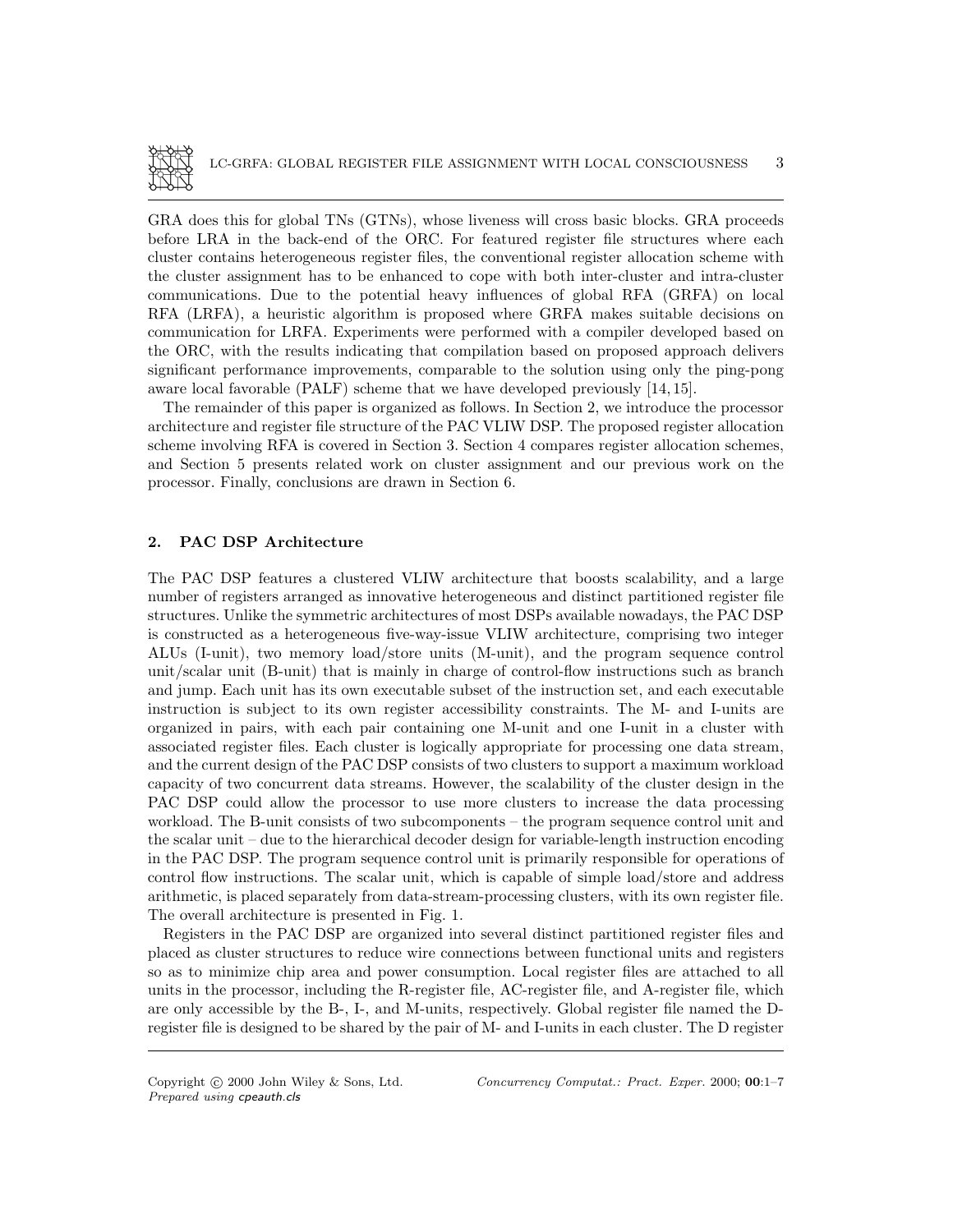GRA does this for global TNs (GTNs), whose liveness will cross basic blocks. GRA proceeds before LRA in the back-end of the ORC. For featured register file structures where each cluster contains heterogeneous register files, the conventional register allocation scheme with the cluster assignment has to be enhanced to cope with both inter-cluster and intra-cluster communications. Due to the potential heavy influences of global RFA (GRFA) on local RFA (LRFA), a heuristic algorithm is proposed where GRFA makes suitable decisions on communication for LRFA. Experiments were performed with a compiler developed based on the ORC, with the results indicating that compilation based on proposed approach delivers significant performance improvements, comparable to the solution using only the ping-pong aware local favorable (PALF) scheme that we have developed previously [14, 15].

The remainder of this paper is organized as follows. In Section 2, we introduce the processor architecture and register file structure of the PAC VLIW DSP. The proposed register allocation scheme involving RFA is covered in Section 3. Section 4 compares register allocation schemes, and Section 5 presents related work on cluster assignment and our previous work on the processor. Finally, conclusions are drawn in Section 6.

## 2. PAC DSP Architecture

The PAC DSP features a clustered VLIW architecture that boosts scalability, and a large number of registers arranged as innovative heterogeneous and distinct partitioned register file structures. Unlike the symmetric architectures of most DSPs available nowadays, the PAC DSP is constructed as a heterogeneous five-way-issue VLIW architecture, comprising two integer ALUs (I-unit), two memory load/store units (M-unit), and the program sequence control unit/scalar unit (B-unit) that is mainly in charge of control-flow instructions such as branch and jump. Each unit has its own executable subset of the instruction set, and each executable instruction is subject to its own register accessibility constraints. The M- and I-units are organized in pairs, with each pair containing one M-unit and one I-unit in a cluster with associated register files. Each cluster is logically appropriate for processing one data stream, and the current design of the PAC DSP consists of two clusters to support a maximum workload capacity of two concurrent data streams. However, the scalability of the cluster design in the PAC DSP could allow the processor to use more clusters to increase the data processing workload. The B-unit consists of two subcomponents – the program sequence control unit and the scalar unit – due to the hierarchical decoder design for variable-length instruction encoding in the PAC DSP. The program sequence control unit is primarily responsible for operations of control flow instructions. The scalar unit, which is capable of simple load/store and address arithmetic, is placed separately from data-stream-processing clusters, with its own register file. The overall architecture is presented in Fig. 1.

Registers in the PAC DSP are organized into several distinct partitioned register files and placed as cluster structures to reduce wire connections between functional units and registers so as to minimize chip area and power consumption. Local register files are attached to all units in the processor, including the R-register file, AC-register file, and A-register file, which are only accessible by the B-, I-, and M-units, respectively. Global register file named the D-register file is designed to be shared by the pair of M- and I-units in each cluster. The D register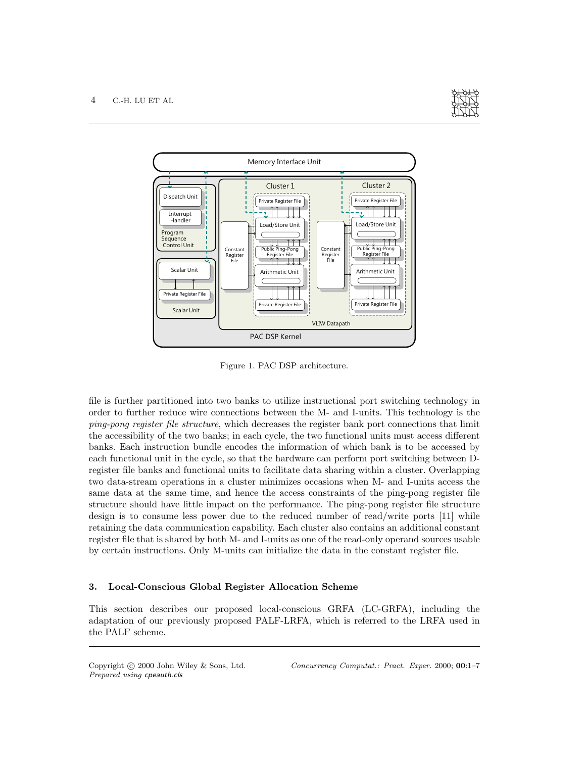Figure 1. PAC DSP architecture.

file is further partitioned into two banks to utilize instructional port switching technology in order to further reduce wire connections between the M- and I-units. This technology is the *ping-pong register file structure*, which decreases the register bank port connections that limit the accessibility of the two banks; in each cycle, the two functional units must access different banks. Each instruction bundle encodes the information of which bank is to be accessed by each functional unit in the cycle, so that the hardware can perform port switching between D-register file banks and functional units to facilitate data sharing within a cluster. Overlapping two data-stream operations in a cluster minimizes occasions when M- and I-units access the same data at the same time, and hence the access constraints of the ping-pong register file structure should have little impact on the performance. The ping-pong register file structure design is to consume less power due to the reduced number of read/write ports [11] while retaining the data communication capability. Each cluster also contains an additional constant register file that is shared by both M- and I-units as one of the read-only operand sources usable by certain instructions. Only M-units can initialize the data in the constant register file.

## 3. Local-Conscious Global Register Allocation Scheme

This section describes our proposed local-conscious GRFA (LC-GRFA), including the adaptation of our previously proposed PALF-LRFA, which is referred to the LRFA used in the PALF scheme.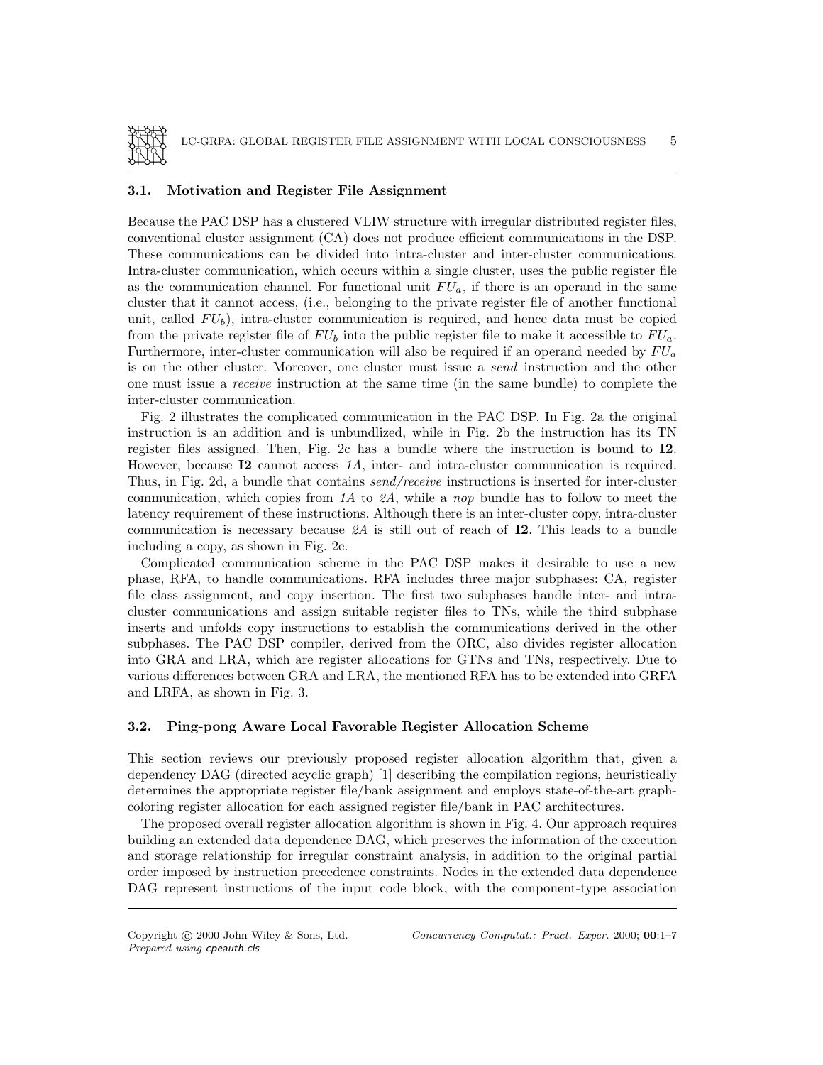### 3.1. Motivation and Register File Assignment

Because the PAC DSP has a clustered VLIW structure with irregular distributed register files, conventional cluster assignment (CA) does not produce efficient communications in the DSP. These communications can be divided into intra-cluster and inter-cluster communications. Intra-cluster communication, which occurs within a single cluster, uses the public register file as the communication channel. For functional unit $FU_a$, if there is an operand in the same cluster that it cannot access, (i.e., belonging to the private register file of another functional unit, called $FU_b$), intra-cluster communication is required, and hence data must be copied from the private register file of $FU_b$ into the public register file to make it accessible to $FU_a$. Furthermore, inter-cluster communication will also be required if an operand needed by $FU_a$ is on the other cluster. Moreover, one cluster must issue a *send* instruction and the other one must issue a *receive* instruction at the same time (in the same bundle) to complete the inter-cluster communication.

Fig. 2 illustrates the complicated communication in the PAC DSP. In Fig. 2a the original instruction is an addition and is unbundlized, while in Fig. 2b the instruction has its TN register files assigned. Then, Fig. 2c has a bundle where the instruction is bound to **I2**. However, because **I2** cannot access *1A*, inter- and intra-cluster communication is required. Thus, in Fig. 2d, a bundle that contains *send/receive* instructions is inserted for inter-cluster communication, which copies from *1A* to *2A*, while a *nop* bundle has to follow to meet the latency requirement of these instructions. Although there is an inter-cluster copy, intra-cluster communication is necessary because *2A* is still out of reach of **I2**. This leads to a bundle including a copy, as shown in Fig. 2e.

Complicated communication scheme in the PAC DSP makes it desirable to use a new phase, RFA, to handle communications. RFA includes three major subphases: CA, register file class assignment, and copy insertion. The first two subphases handle inter- and intra-cluster communications and assign suitable register files to TNs, while the third subphase inserts and unfolds copy instructions to establish the communications derived in the other subphases. The PAC DSP compiler, derived from the ORC, also divides register allocation into GRA and LRA, which are register allocations for GTNs and TNs, respectively. Due to various differences between GRA and LRA, the mentioned RFA has to be extended into GRFA and LRFA, as shown in Fig. 3.

### 3.2. Ping-pong Aware Local Favorable Register Allocation Scheme

This section reviews our previously proposed register allocation algorithm that, given a dependency DAG (directed acyclic graph) [1] describing the compilation regions, heuristically determines the appropriate register file/bank assignment and employs state-of-the-art graph-coloring register allocation for each assigned register file/bank in PAC architectures.

The proposed overall register allocation algorithm is shown in Fig. 4. Our approach requires building an extended data dependence DAG, which preserves the information of the execution and storage relationship for irregular constraint analysis, in addition to the original partial order imposed by instruction precedence constraints. Nodes in the extended data dependence DAG represent instructions of the input code block, with the component-type association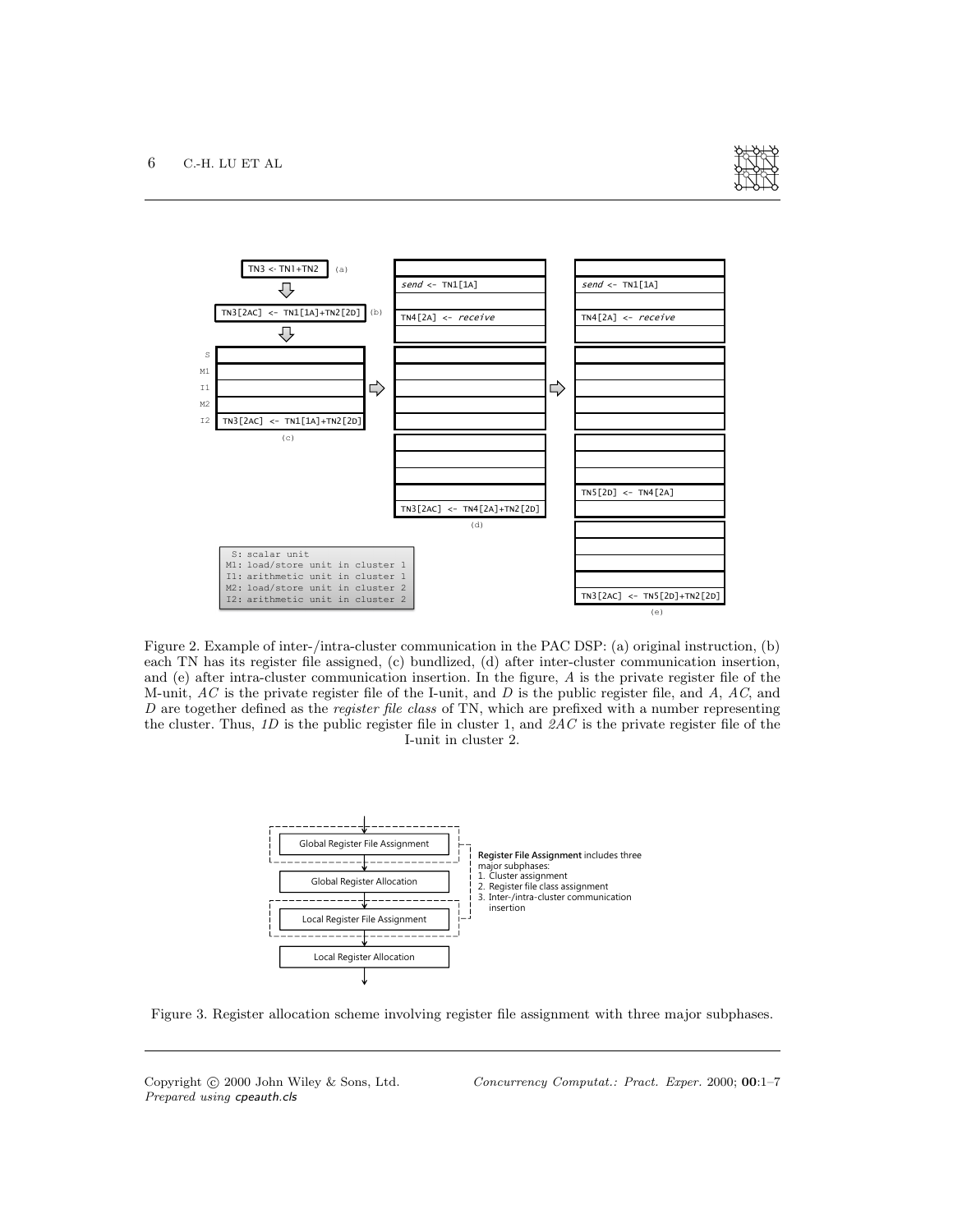Figure 2. Example of inter-/intra-cluster communication in the PAC DSP: (a) original instruction, (b) each TN has its register file assigned, (c) bundlized, (d) after inter-cluster communication insertion, and (e) after intra-cluster communication insertion. In the figure, $A$ is the private register file of the M-unit, $AC$ is the private register file of the I-unit, and $D$ is the public register file, and $A$, $AC$, and $D$ are together defined as the *register file class* of TN, which are prefixed with a number representing the cluster. Thus, *1D* is the public register file in cluster 1, and *2AC* is the private register file of the I-unit in cluster 2.

Figure 3. Register allocation scheme involving register file assignment with three major subphases.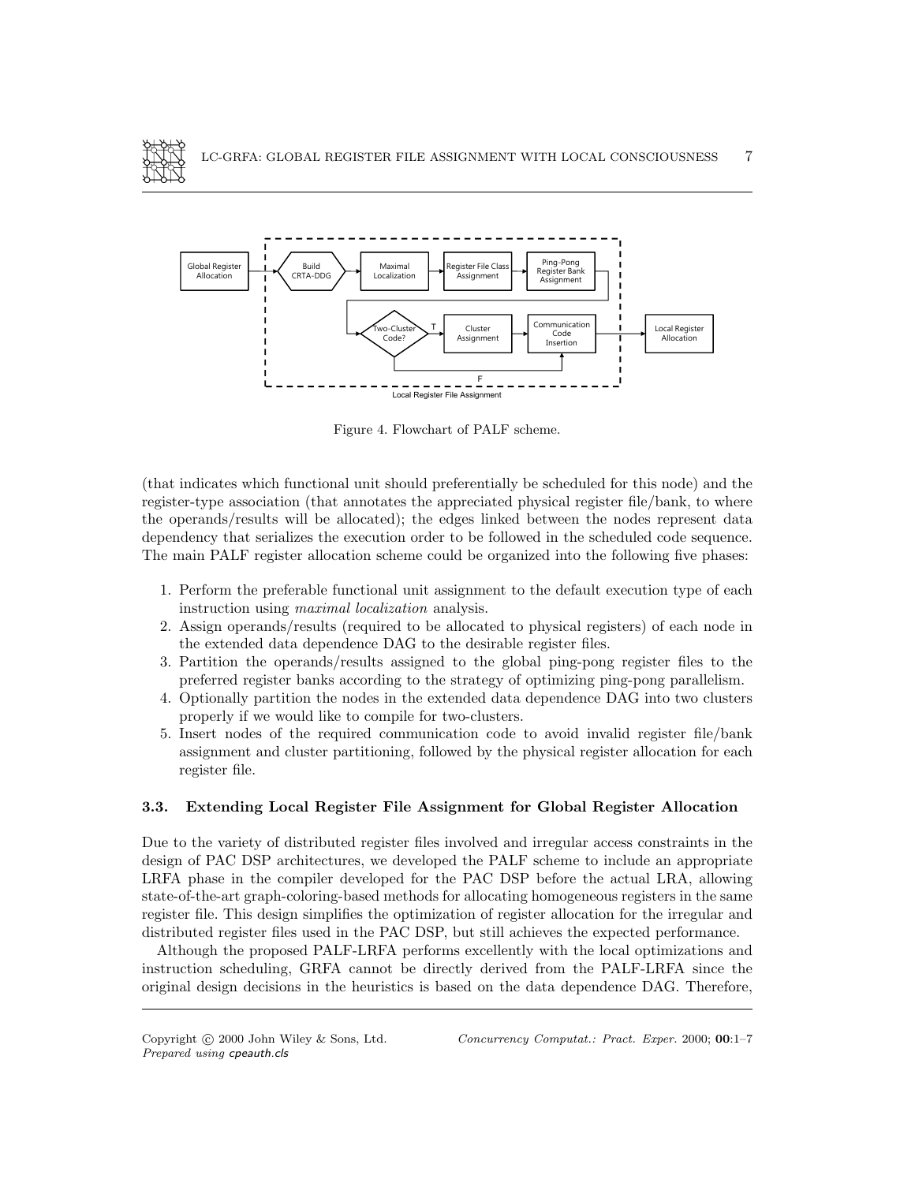Figure 4. Flowchart of PALF scheme.

(that indicates which functional unit should preferentially be scheduled for this node) and the register-type association (that annotates the appreciated physical register file/bank, to where the operands/results will be allocated); the edges linked between the nodes represent data dependency that serializes the execution order to be followed in the scheduled code sequence. The main PALF register allocation scheme could be organized into the following five phases:

1. Perform the preferable functional unit assignment to the default execution type of each instruction using *maximal localization* analysis.
2. Assign operands/results (required to be allocated to physical registers) of each node in the extended data dependence DAG to the desirable register files.
3. Partition the operands/results assigned to the global ping-pong register files to the preferred register banks according to the strategy of optimizing ping-pong parallelism.
4. Optionally partition the nodes in the extended data dependence DAG into two clusters properly if we would like to compile for two-clusters.
5. Insert nodes of the required communication code to avoid invalid register file/bank assignment and cluster partitioning, followed by the physical register allocation for each register file.

### 3.3. Extending Local Register File Assignment for Global Register Allocation

Due to the variety of distributed register files involved and irregular access constraints in the design of PAC DSP architectures, we developed the PALF scheme to include an appropriate LRFA phase in the compiler developed for the PAC DSP before the actual LRA, allowing state-of-the-art graph-coloring-based methods for allocating homogeneous registers in the same register file. This design simplifies the optimization of register allocation for the irregular and distributed register files used in the PAC DSP, but still achieves the expected performance.

Although the proposed PALF-LRFA performs excellently with the local optimizations and instruction scheduling, GRFA cannot be directly derived from the PALF-LRFA since the original design decisions in the heuristics is based on the data dependence DAG. Therefore,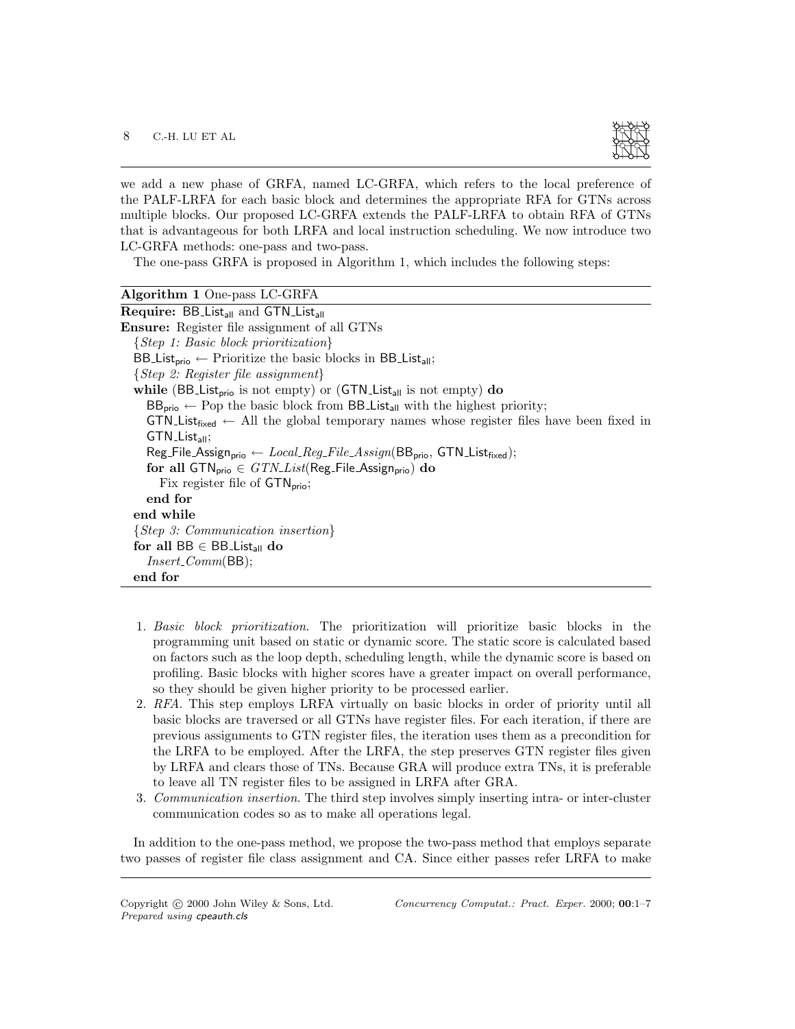we add a new phase of GRFA, named LC-GRFA, which refers to the local preference of the PALF-LRFA for each basic block and determines the appropriate RFA for GTNs across multiple blocks. Our proposed LC-GRFA extends the PALF-LRFA to obtain RFA of GTNs that is advantageous for both LRFA and local instruction scheduling. We now introduce two LC-GRFA methods: one-pass and two-pass.

The one-pass GRFA is proposed in Algorithm 1, which includes the following steps:

---

**Algorithm 1** One-pass LC-GRFA

---

```
Require: BB_List_all and GTN_List_all
Ensure: Register file assignment of all GTNs
  {Step 1: Basic block prioritization}
  BB_List_prio ← Prioritize the basic blocks in BB_List_all;
  {Step 2: Register file assignment}
  while (BB_List_prio is not empty) or (GTN_List_all is not empty) do
    BB_prio ← Pop the basic block from BB_List_all with the highest priority;
    GTN_List_fixed ← All the global temporary names whose register files have been fixed in
    GTN_List_all;
    Reg_File_Assign_prio ← Local_Reg_File_Assign(BB_prio, GTN_List_fixed);
    for all GTN_prio ∈ GTN_List(Reg_File_Assign_prio) do
      Fix register file of GTN_prio;
    end for
  end while
  {Step 3: Communication insertion}
  for all BB ∈ BB_List_all do
    Insert_Comm(BB);
  end for
```

---

1. *Basic block prioritization*. The prioritization will prioritize basic blocks in the programming unit based on static or dynamic score. The static score is calculated based on factors such as the loop depth, scheduling length, while the dynamic score is based on profiling. Basic blocks with higher scores have a greater impact on overall performance, so they should be given higher priority to be processed earlier.
2. *RFA*. This step employs LRFA virtually on basic blocks in order of priority until all basic blocks are traversed or all GTNs have register files. For each iteration, if there are previous assignments to GTN register files, the iteration uses them as a precondition for the LRFA to be employed. After the LRFA, the step preserves GTN register files given by LRFA and clears those of TNs. Because GRA will produce extra TNs, it is preferable to leave all TN register files to be assigned in LRFA after GRA.
3. *Communication insertion*. The third step involves simply inserting intra- or inter-cluster communication codes so as to make all operations legal.

In addition to the one-pass method, we propose the two-pass method that employs separate two passes of register file class assignment and CA. Since either passes refer LRFA to make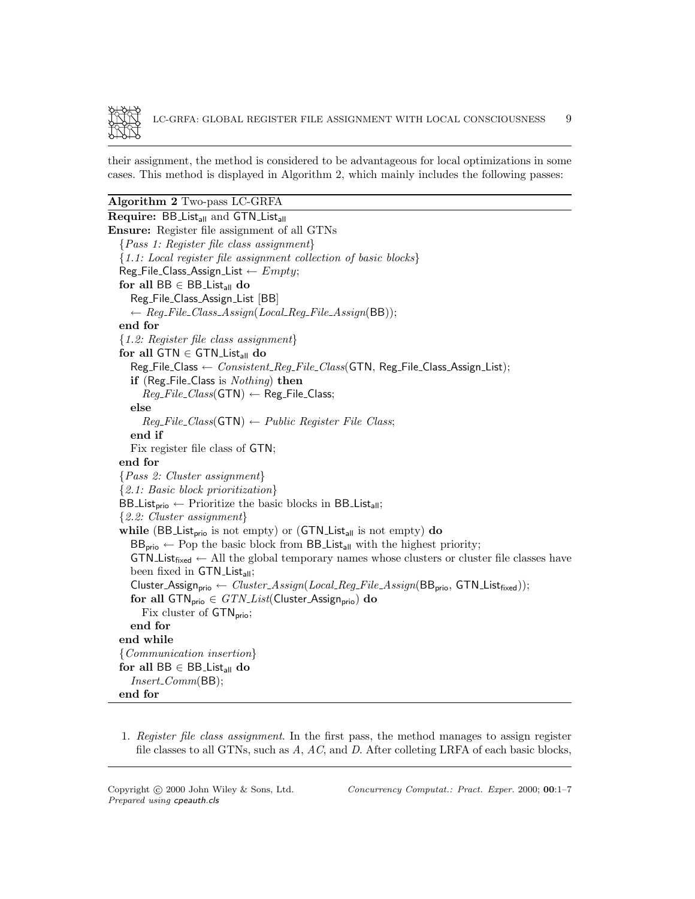their assignment, the method is considered to be advantageous for local optimizations in some cases. This method is displayed in Algorithm 2, which mainly includes the following passes:

**Algorithm 2** Two-pass LC-GRFA

```
Require: BB_List_all and GTN_List_all
Ensure: Register file assignment of all GTNs
  {Pass 1: Register file class assignment}
  {1.1: Local register file assignment collection of basic blocks}
  Reg_File_Class_Assign_List ← Empty;
  for all BB ∈ BB_List_all do
    Reg_File_Class_Assign_List [BB]
    ← Reg_File_Class_Assign(Local_Reg_File_Assign(BB));
  end for
  {1.2: Register file class assignment}
  for all GTN ∈ GTN_List_all do
    Reg_File_Class ← Consistent_Reg_File_Class(GTN, Reg_File_Class_Assign_List);
    if (Reg_File_Class is Nothing) then
      Reg_File_Class(GTN) ← Reg_File_Class;
    else
      Reg_File_Class(GTN) ← Public Register File Class;
    end if
    Fix register file class of GTN;
  end for
  {Pass 2: Cluster assignment}
  {2.1: Basic block prioritization}
  BB_List_prio ← Prioritize the basic blocks in BB_List_all;
  {2.2: Cluster assignment}
  while (BB_List_prio is not empty) or (GTN_List_all is not empty) do
    BB_prio ← Pop the basic block from BB_List_all with the highest priority;
    GTN_List_fixed ← All the global temporary names whose clusters or cluster file classes have
    been fixed in GTN_List_all;
    Cluster_Assign_prio ← Cluster_Assign(Local_Reg_File_Assign(BB_prio, GTN_List_fixed));
    for all GTN_prio ∈ GTN_List(Cluster_Assign_prio) do
      Fix cluster of GTN_prio;
    end for
  end while
  {Communication insertion}
  for all BB ∈ BB_List_all do
    Insert_Comm(BB);
  end for
```

1. *Register file class assignment*. In the first pass, the method manages to assign register file classes to all GTNs, such as $A$, $AC$, and $D$. After colleting LRFA of each basic blocks,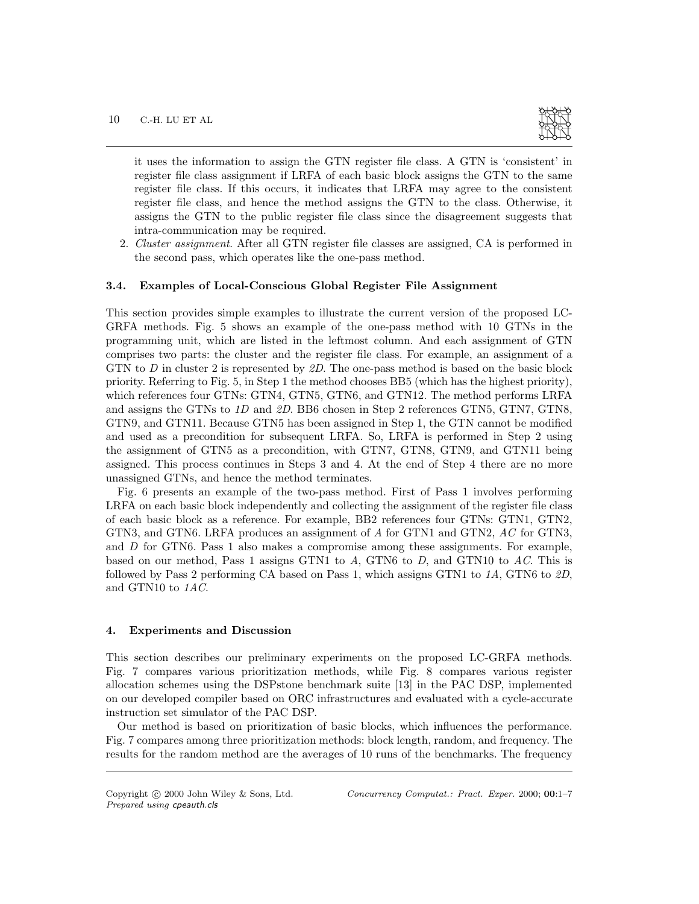it uses the information to assign the GTN register file class. A GTN is 'consistent' in register file class assignment if LRFA of each basic block assigns the GTN to the same register file class. If this occurs, it indicates that LRFA may agree to the consistent register file class, and hence the method assigns the GTN to the class. Otherwise, it assigns the GTN to the public register file class since the disagreement suggests that intra-communication may be required.

2. *Cluster assignment*. After all GTN register file classes are assigned, CA is performed in the second pass, which operates like the one-pass method.

### 3.4. Examples of Local-Conscious Global Register File Assignment

This section provides simple examples to illustrate the current version of the proposed LC-GRFA methods. Fig. 5 shows an example of the one-pass method with 10 GTNs in the programming unit, which are listed in the leftmost column. And each assignment of GTN comprises two parts: the cluster and the register file class. For example, an assignment of a GTN to *D* in cluster 2 is represented by *2D*. The one-pass method is based on the basic block priority. Referring to Fig. 5, in Step 1 the method chooses BB5 (which has the highest priority), which references four GTNs: GTN4, GTN5, GTN6, and GTN12. The method performs LRFA and assigns the GTNs to *1D* and *2D*. BB6 chosen in Step 2 references GTN5, GTN7, GTN8, GTN9, and GTN11. Because GTN5 has been assigned in Step 1, the GTN cannot be modified and used as a precondition for subsequent LRFA. So, LRFA is performed in Step 2 using the assignment of GTN5 as a precondition, with GTN7, GTN8, GTN9, and GTN11 being assigned. This process continues in Steps 3 and 4. At the end of Step 4 there are no more unassigned GTNs, and hence the method terminates.

Fig. 6 presents an example of the two-pass method. First of Pass 1 involves performing LRFA on each basic block independently and collecting the assignment of the register file class of each basic block as a reference. For example, BB2 references four GTNs: GTN1, GTN2, GTN3, and GTN6. LRFA produces an assignment of *A* for GTN1 and GTN2, *AC* for GTN3, and *D* for GTN6. Pass 1 also makes a compromise among these assignments. For example, based on our method, Pass 1 assigns GTN1 to *A*, GTN6 to *D*, and GTN10 to *AC*. This is followed by Pass 2 performing CA based on Pass 1, which assigns GTN1 to *1A*, GTN6 to *2D*, and GTN10 to *1AC*.

## 4. Experiments and Discussion

This section describes our preliminary experiments on the proposed LC-GRFA methods. Fig. 7 compares various prioritization methods, while Fig. 8 compares various register allocation schemes using the DSPstone benchmark suite [13] in the PAC DSP, implemented on our developed compiler based on ORC infrastructures and evaluated with a cycle-accurate instruction set simulator of the PAC DSP.

Our method is based on prioritization of basic blocks, which influences the performance. Fig. 7 compares among three prioritization methods: block length, random, and frequency. The results for the random method are the averages of 10 runs of the benchmarks. The frequency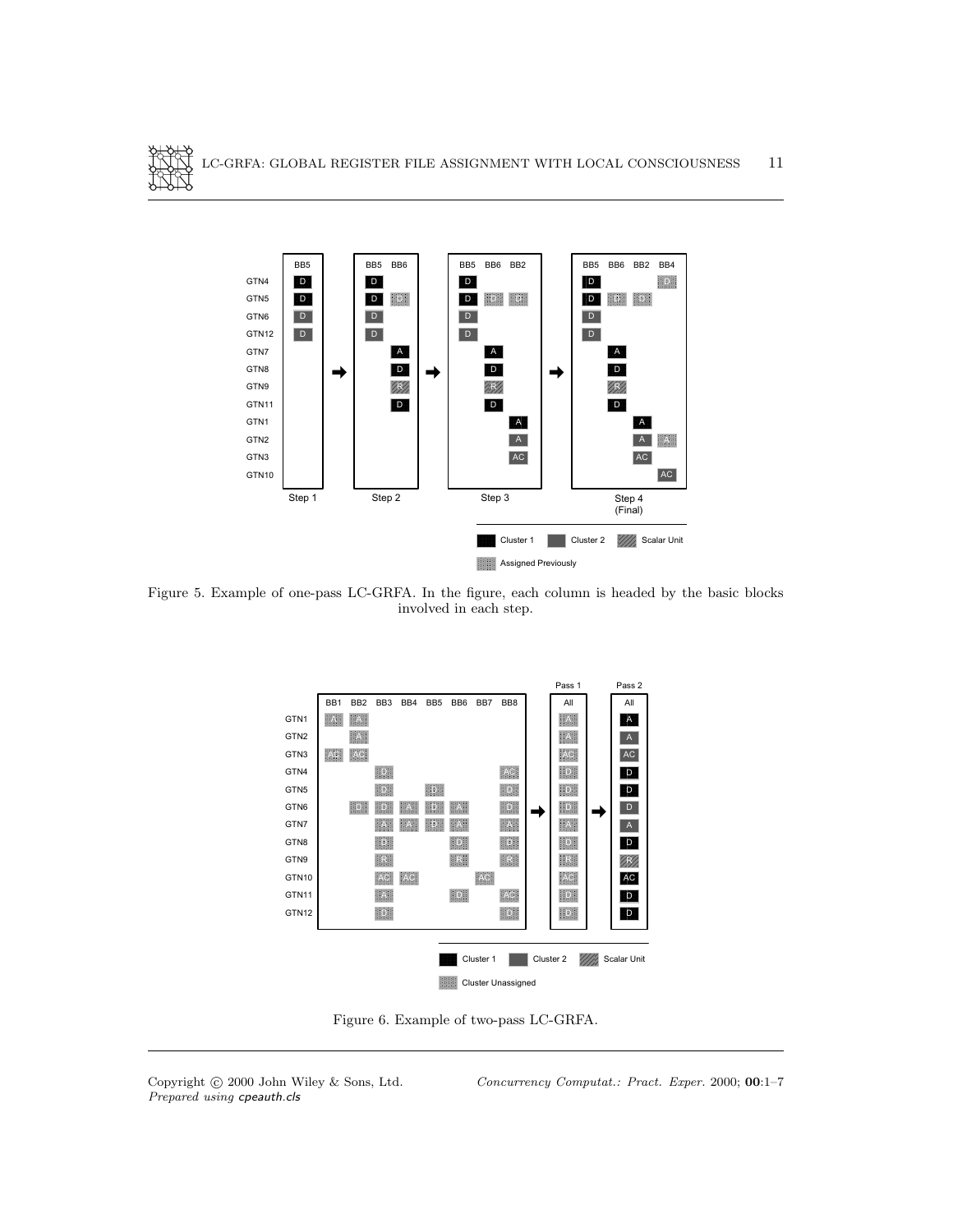Figure 5. Example of one-pass LC-GRFA. In the figure, each column is headed by the basic blocks involved in each step.

Figure 6. Example of two-pass LC-GRFA.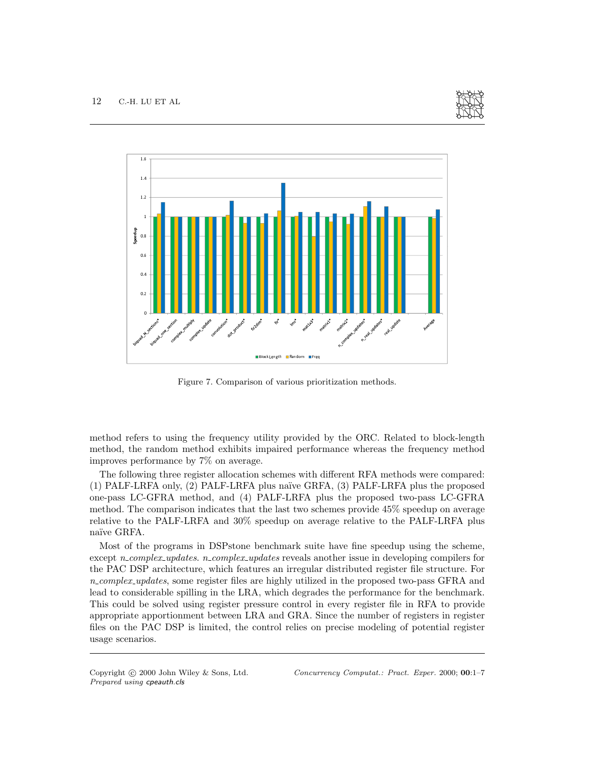Figure 7. Comparison of various prioritization methods.

method refers to using the frequency utility provided by the ORC. Related to block-length method, the random method exhibits impaired performance whereas the frequency method improves performance by 7% on average.

The following three register allocation schemes with different RFA methods were compared: (1) PALF-LRFA only, (2) PALF-LRFA plus naïve GRFA, (3) PALF-LRFA plus the proposed one-pass LC-GFRA method, and (4) PALF-LRFA plus the proposed two-pass LC-GFRA method. The comparison indicates that the last two schemes provide 45% speedup on average relative to the PALF-LRFA and 30% speedup on average relative to the PALF-LRFA plus naïve GRFA.

Most of the programs in DSPstone benchmark suite have fine speedup using the scheme, except *n_complex_updates*. *n_complex_updates* reveals another issue in developing compilers for the PAC DSP architecture, which features an irregular distributed register file structure. For *n_complex_updates*, some register files are highly utilized in the proposed two-pass GFRA and lead to considerable spilling in the LRA, which degrades the performance for the benchmark. This could be solved using register pressure control in every register file in RFA to provide appropriate apportionment between LRA and GRA. Since the number of registers in register files on the PAC DSP is limited, the control relies on precise modeling of potential register usage scenarios.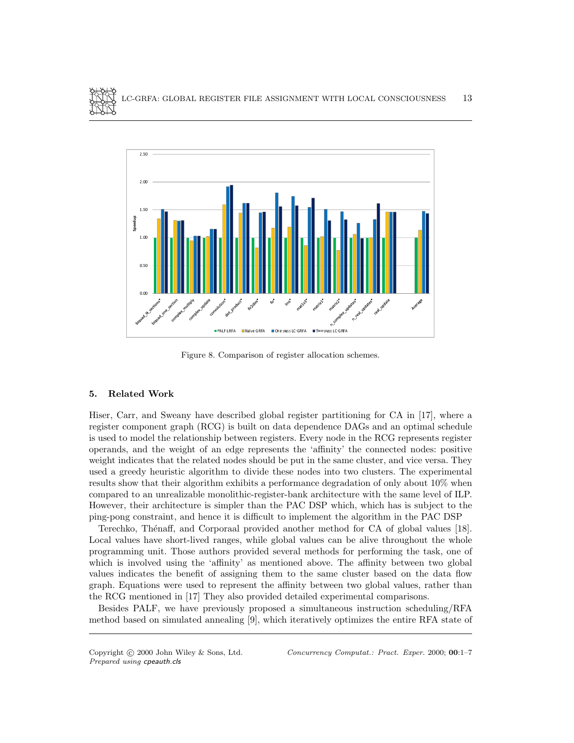Figure 8. Comparison of register allocation schemes.

## 5. Related Work

Hiser, Carr, and Sweany have described global register partitioning for CA in [17], where a register component graph (RCG) is built on data dependence DAGs and an optimal schedule is used to model the relationship between registers. Every node in the RCG represents register operands, and the weight of an edge represents the 'affinity' the connected nodes: positive weight indicates that the related nodes should be put in the same cluster, and vice versa. They used a greedy heuristic algorithm to divide these nodes into two clusters. The experimental results show that their algorithm exhibits a performance degradation of only about 10% when compared to an unrealizable monolithic-register-bank architecture with the same level of ILP. However, their architecture is simpler than the PAC DSP which, which has is subject to the ping-pong constraint, and hence it is difficult to implement the algorithm in the PAC DSP

Terechko, Thénaff, and Corporaal provided another method for CA of global values [18]. Local values have short-lived ranges, while global values can be alive throughout the whole programming unit. Those authors provided several methods for performing the task, one of which is involved using the 'affinity' as mentioned above. The affinity between two global values indicates the benefit of assigning them to the same cluster based on the data flow graph. Equations were used to represent the affinity between two global values, rather than the RCG mentioned in [17] They also provided detailed experimental comparisons.

Besides PALF, we have previously proposed a simultaneous instruction scheduling/RFA method based on simulated annealing [9], which iteratively optimizes the entire RFA state of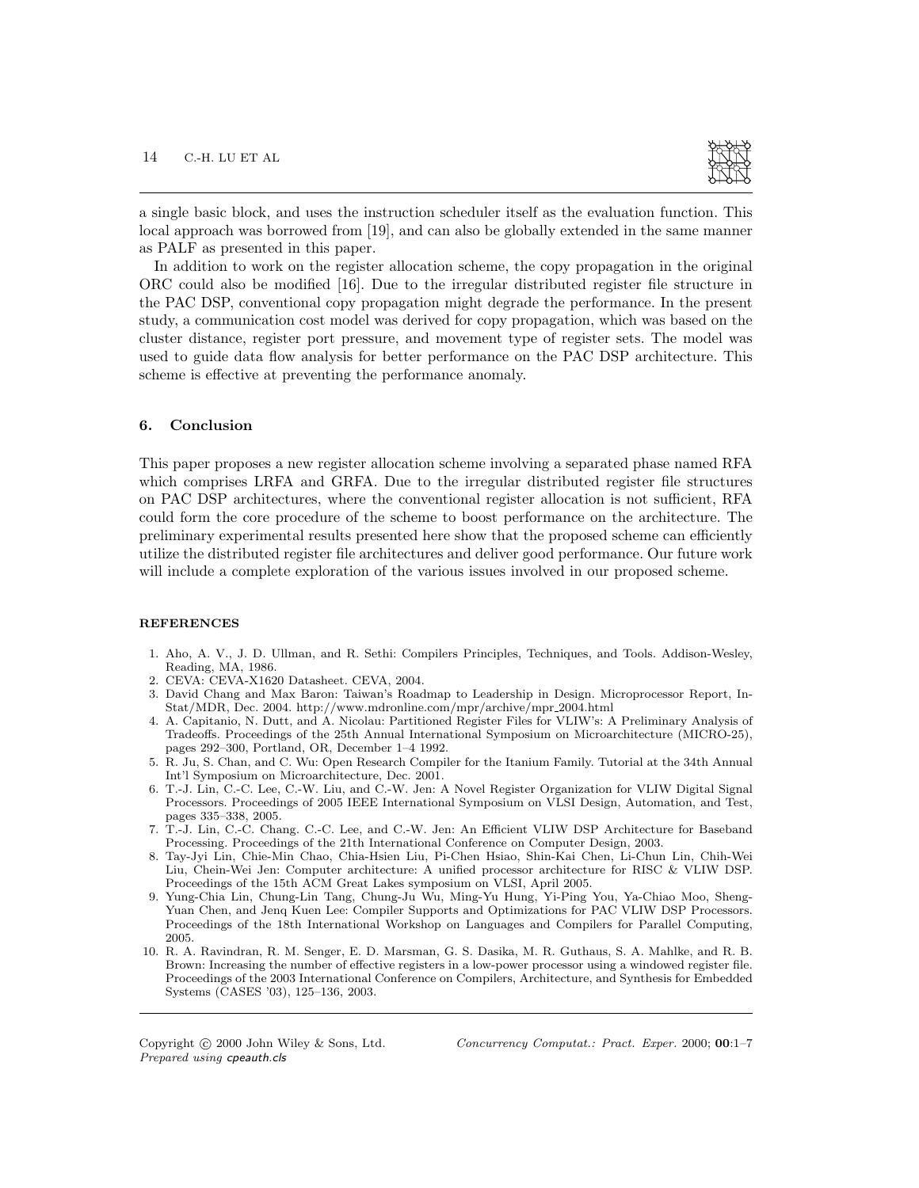a single basic block, and uses the instruction scheduler itself as the evaluation function. This local approach was borrowed from [19], and can also be globally extended in the same manner as PALF as presented in this paper.

In addition to work on the register allocation scheme, the copy propagation in the original ORC could also be modified [16]. Due to the irregular distributed register file structure in the PAC DSP, conventional copy propagation might degrade the performance. In the present study, a communication cost model was derived for copy propagation, which was based on the cluster distance, register port pressure, and movement type of register sets. The model was used to guide data flow analysis for better performance on the PAC DSP architecture. This scheme is effective at preventing the performance anomaly.

## 6. Conclusion

This paper proposes a new register allocation scheme involving a separated phase named RFA which comprises LRFA and GRFA. Due to the irregular distributed register file structures on PAC DSP architectures, where the conventional register allocation is not sufficient, RFA could form the core procedure of the scheme to boost performance on the architecture. The preliminary experimental results presented here show that the proposed scheme can efficiently utilize the distributed register file architectures and deliver good performance. Our future work will include a complete exploration of the various issues involved in our proposed scheme.

## REFERENCES

1. Aho, A. V., J. D. Ullman, and R. Sethi: Compilers Principles, Techniques, and Tools. Addison-Wesley, Reading, MA, 1986.
2. CEVA: CEVA-X1620 Datasheet. CEVA, 2004.
3. David Chang and Max Baron: Taiwan's Roadmap to Leadership in Design. Microprocessor Report, In-Stat/MDR, Dec. 2004. http://www.mdronline.com/mpr/archive/mpr_2004.html
4. A. Capitanio, N. Dutt, and A. Nicolau: Partitioned Register Files for VLIW's: A Preliminary Analysis of Tradeoffs. Proceedings of the 25th Annual International Symposium on Microarchitecture (MICRO-25), pages 292–300, Portland, OR, December 1–4 1992.
5. R. Ju, S. Chan, and C. Wu: Open Research Compiler for the Itanium Family. Tutorial at the 34th Annual Int'l Symposium on Microarchitecture, Dec. 2001.
6. T.-J. Lin, C.-C. Lee, C.-W. Liu, and C.-W. Jen: A Novel Register Organization for VLIW Digital Signal Processors. Proceedings of 2005 IEEE International Symposium on VLSI Design, Automation, and Test, pages 335–338, 2005.
7. T.-J. Lin, C.-C. Chang. C.-C. Lee, and C.-W. Jen: An Efficient VLIW DSP Architecture for Baseband Processing. Proceedings of the 21th International Conference on Computer Design, 2003.
8. Tay-Jyi Lin, Chie-Min Chao, Chia-Hsien Liu, Pi-Chen Hsiao, Shin-Kai Chen, Li-Chun Lin, Chih-Wei Liu, Chein-Wei Jen: Computer architecture: A unified processor architecture for RISC & VLIW DSP. Proceedings of the 15th ACM Great Lakes symposium on VLSI, April 2005.
9. Yung-Chia Lin, Chung-Lin Tang, Chung-Ju Wu, Ming-Yu Hung, Yi-Ping You, Ya-Chiao Moo, Sheng-Yuan Chen, and Jenq Kuen Lee: Compiler Supports and Optimizations for PAC VLIW DSP Processors. Proceedings of the 18th International Workshop on Languages and Compilers for Parallel Computing, 2005.
10. R. A. Ravindran, R. M. Senger, E. D. Marsman, G. S. Dasika, M. R. Guthaus, S. A. Mahlke, and R. B. Brown: Increasing the number of effective registers in a low-power processor using a windowed register file. Proceedings of the 2003 International Conference on Compilers, Architecture, and Synthesis for Embedded Systems (CASES '03), 125–136, 2003.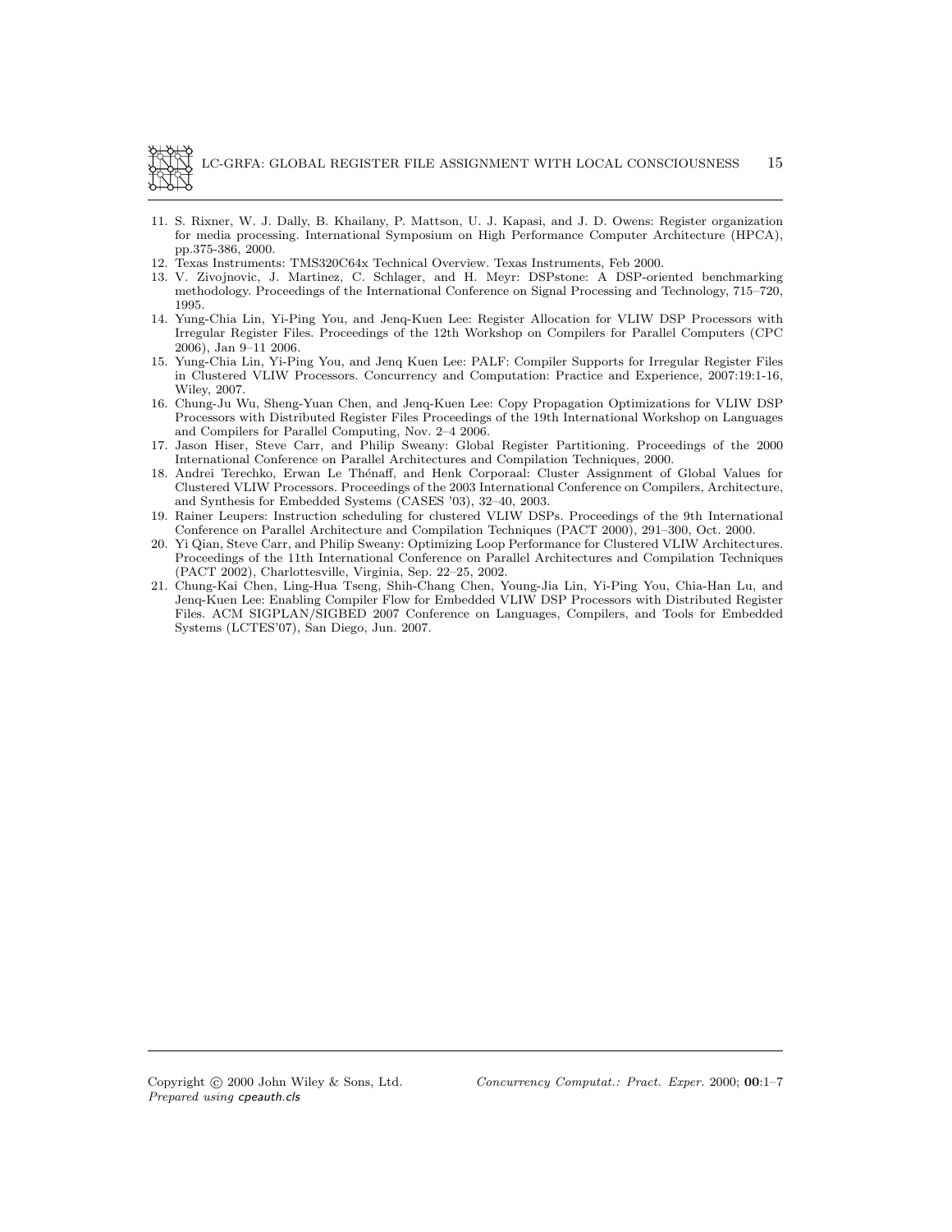11. S. Rixner, W. J. Dally, B. Khailany, P. Mattson, U. J. Kapasi, and J. D. Owens: Register organization for media processing. International Symposium on High Performance Computer Architecture (HPCA), pp.375-386, 2000.
12. Texas Instruments: TMS320C64x Technical Overview. Texas Instruments, Feb 2000.
13. V. Zivojnovic, J. Martinez, C. Schlager, and H. Meyr: DSPstone: A DSP-oriented benchmarking methodology. Proceedings of the International Conference on Signal Processing and Technology, 715–720, 1995.
14. Yung-Chia Lin, Yi-Ping You, and Jenq-Kuen Lee: Register Allocation for VLIW DSP Processors with Irregular Register Files. Proceedings of the 12th Workshop on Compilers for Parallel Computers (CPC 2006), Jan 9–11 2006.
15. Yung-Chia Lin, Yi-Ping You, and Jenq Kuen Lee: PALF: Compiler Supports for Irregular Register Files in Clustered VLIW Processors. Concurrency and Computation: Practice and Experience, 2007:19:1-16, Wiley, 2007.
16. Chung-Ju Wu, Sheng-Yuan Chen, and Jenq-Kuen Lee: Copy Propagation Optimizations for VLIW DSP Processors with Distributed Register Files Proceedings of the 19th International Workshop on Languages and Compilers for Parallel Computing, Nov. 2–4 2006.
17. Jason Hiser, Steve Carr, and Philip Sweany: Global Register Partitioning. Proceedings of the 2000 International Conference on Parallel Architectures and Compilation Techniques, 2000.
18. Andrei Terechko, Erwan Le Thénaff, and Henk Corporaal: Cluster Assignment of Global Values for Clustered VLIW Processors. Proceedings of the 2003 International Conference on Compilers, Architecture, and Synthesis for Embedded Systems (CASES '03), 32–40, 2003.
19. Rainer Leupers: Instruction scheduling for clustered VLIW DSPs. Proceedings of the 9th International Conference on Parallel Architecture and Compilation Techniques (PACT 2000), 291–300, Oct. 2000.
20. Yi Qian, Steve Carr, and Philip Sweany: Optimizing Loop Performance for Clustered VLIW Architectures. Proceedings of the 11th International Conference on Parallel Architectures and Compilation Techniques (PACT 2002), Charlottesville, Virginia, Sep. 22–25, 2002.
21. Chung-Kai Chen, Ling-Hua Tseng, Shih-Chang Chen, Young-Jia Lin, Yi-Ping You, Chia-Han Lu, and Jenq-Kuen Lee: Enabling Compiler Flow for Embedded VLIW DSP Processors with Distributed Register Files. ACM SIGPLAN/SIGBED 2007 Conference on Languages, Compilers, and Tools for Embedded Systems (LCTES'07), San Diego, Jun. 2007.